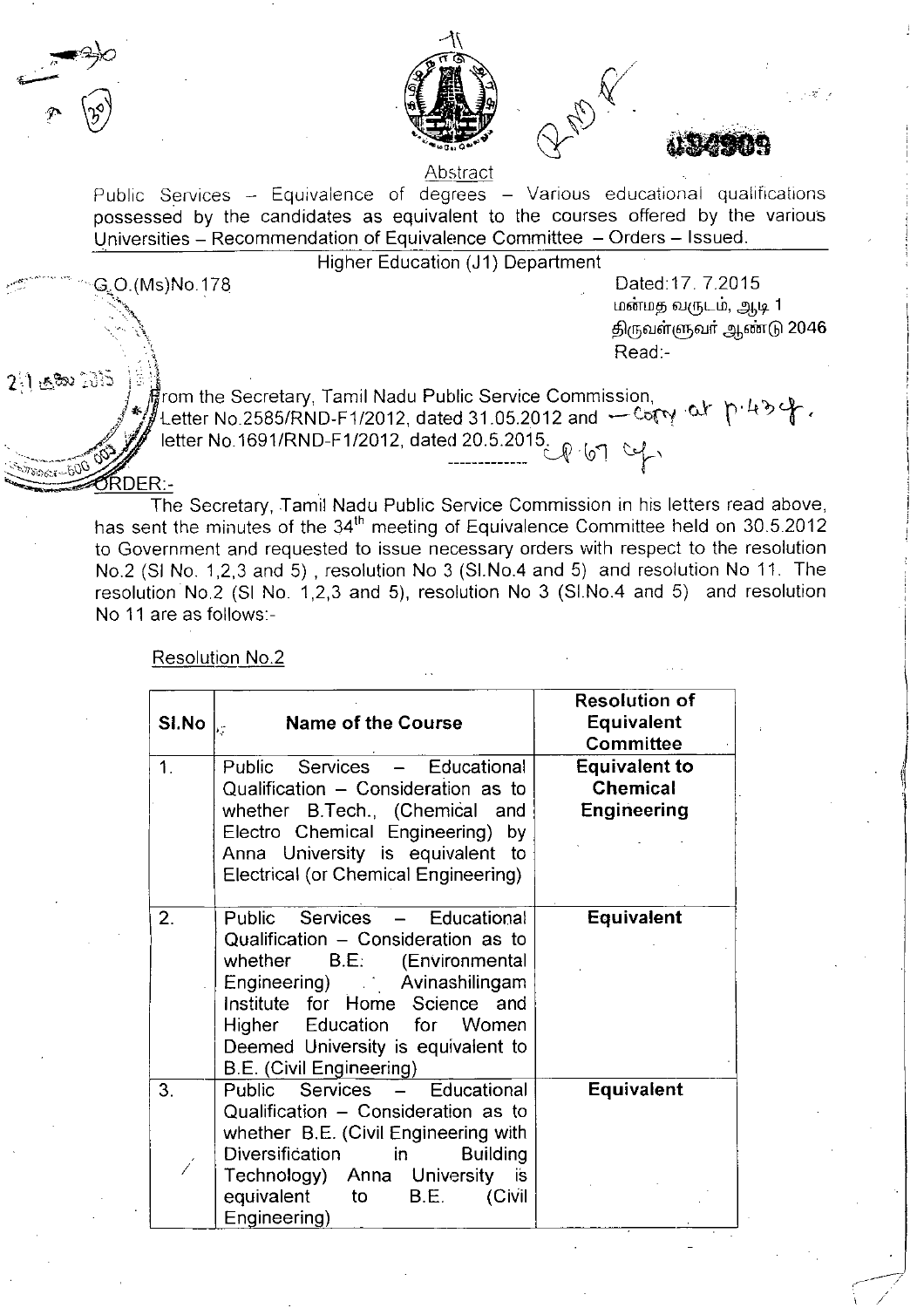Abstract

Public Services – Equivalence of degrees – Various educational qualifications possessed by the candidates as equivalent to the courses offered by the various Universities – Recommendation of Equivalence Committee – Orders – Issued.

Higher Education (J1) Department

G.O.(Ms)No.178

Dated:17. 7.2015
மன்மத வருடம், ஆடி 1
திருவள்ளுவர் ஆண்டு 2046
Read:-

From the Secretary, Tamil Nadu Public Service Commission, Letter No.2585/RND-F1/2012, dated 31.05.2012 and letter No.1691/RND-F1/2012, dated 20.5.2015.

---

ORDER:-

The Secretary, Tamil Nadu Public Service Commission in his letters read above, has sent the minutes of the 34th meeting of Equivalence Committee held on 30.5.2012 to Government and requested to issue necessary orders with respect to the resolution No.2 (Sl No. 1,2,3 and 5) , resolution No 3 (Sl.No.4 and 5) and resolution No 11. The resolution No.2 (Sl No. 1,2,3 and 5), resolution No 3 (Sl.No.4 and 5) and resolution No 11 are as follows:-

Resolution No.2

| Sl.No | Name of the Course | Resolution of Equivalent Committee |
|---|---|---|
| 1. | Public Services – Educational Qualification – Consideration as to whether B.Tech., (Chemical and Electro Chemical Engineering) by Anna University is equivalent to Electrical (or Chemical Engineering) | **Equivalent to Chemical Engineering** |
| 2. | Public Services – Educational Qualification – Consideration as to whether B.E. (Environmental Engineering) Avinashilingam Institute for Home Science and Higher Education for Women Deemed University is equivalent to B.E. (Civil Engineering) | **Equivalent** |
| 3. | Public Services – Educational Qualification – Consideration as to whether B.E. (Civil Engineering with Diversification in Building Technology) Anna University is equivalent to B.E. (Civil Engineering) | **Equivalent** |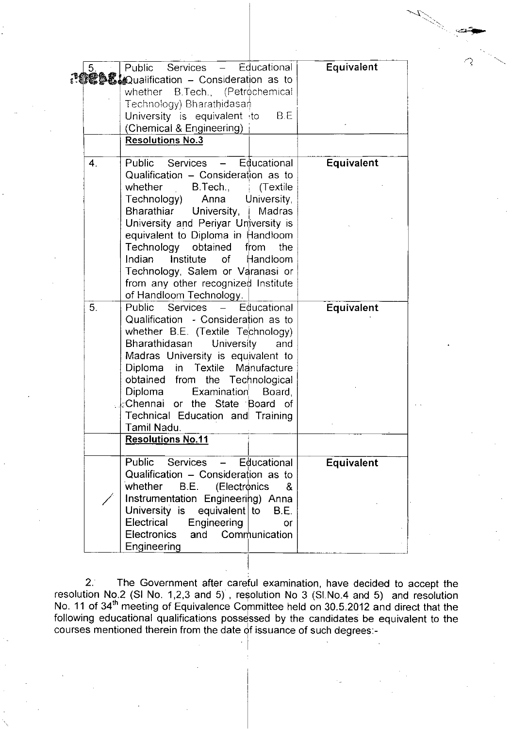| | | |
|---|---|---|
| 5. | Public Services – Educational Qualification – Consideration as to whether B.Tech., (Petrochemical Technology) Bharathidasan University is equivalent to B.E (Chemical & Engineering) | **Equivalent** |
| | **Resolutions No.3** | |
| 4. | Public Services – Educational Qualification – Consideration as to whether B.Tech., (Textile Technology) Anna University, Bharathiar University, Madras University and Periyar University is equivalent to Diploma in Handloom Technology obtained from the Indian Institute of Handloom Technology, Salem or Varanasi or from any other recognized Institute of Handloom Technology. | **Equivalent** |
| 5. | Public Services – Educational Qualification - Consideration as to whether B.E. (Textile Technology) Bharathidasan University and Madras University is equivalent to Diploma in Textile Manufacture obtained from the Technological Diploma Examination Board, Chennai or the State Board of Technical Education and Training Tamil Nadu. | **Equivalent** |
| | **Resolutions No.11** | |
| / | Public Services – Educational Qualification – Consideration as to whether B.E. (Electronics & Instrumentation Engineering) Anna University is equivalent to B.E. Electrical Engineering or Electronics and Communication Engineering | **Equivalent** |

2. The Government after careful examination, have decided to accept the resolution No.2 (Sl No. 1,2,3 and 5), resolution No 3 (Sl.No.4 and 5) and resolution No. 11 of 34th meeting of Equivalence Committee held on 30.5.2012 and direct that the following educational qualifications possessed by the candidates be equivalent to the courses mentioned therein from the date of issuance of such degrees:-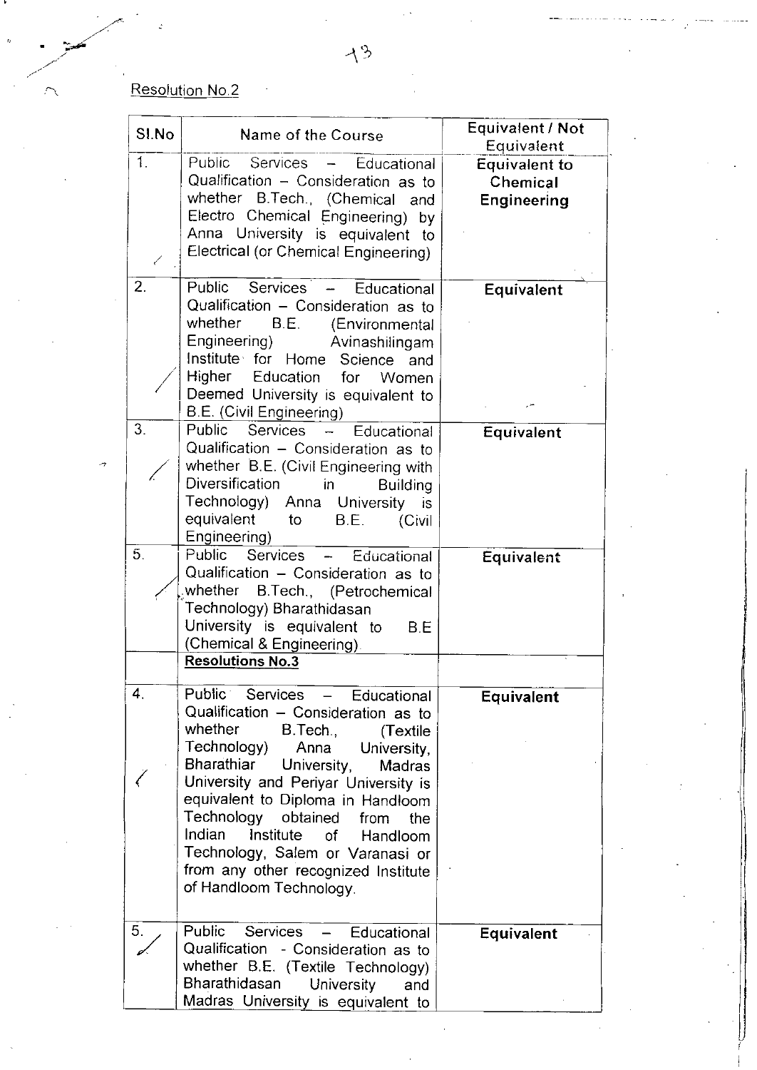Resolution No.2

| Sl.No | Name of the Course | Equivalent / Not Equivalent |
|---|---|---|
| 1. | Public Services – Educational Qualification – Consideration as to whether B.Tech., (Chemical and Electro Chemical Engineering) by Anna University is equivalent to Electrical (or Chemical Engineering) | **Equivalent to Chemical Engineering** |
| 2. | Public Services – Educational Qualification – Consideration as to whether B.E. (Environmental Engineering) Avinashilingam Institute for Home Science and Higher Education for Women Deemed University is equivalent to B.E. (Civil Engineering) | **Equivalent** |
| 3. | Public Services – Educational Qualification – Consideration as to whether B.E. (Civil Engineering with Diversification in Building Technology) Anna University is equivalent to B.E. (Civil Engineering) | **Equivalent** |
| 5. | Public Services – Educational Qualification – Consideration as to whether B.Tech., (Petrochemical Technology) Bharathidasan University is equivalent to B.E (Chemical & Engineering). | **Equivalent** |
| | **Resolutions No.3** | |
| 4. | Public Services – Educational Qualification – Consideration as to whether B.Tech., (Textile Technology) Anna University, Bharathiar University, Madras University and Periyar University is equivalent to Diploma in Handloom Technology obtained from the Indian Institute of Handloom Technology, Salem or Varanasi or from any other recognized Institute of Handloom Technology. | **Equivalent** |
| 5. | Public Services – Educational Qualification - Consideration as to whether B.E. (Textile Technology) Bharathidasan University and Madras University is equivalent to | **Equivalent** |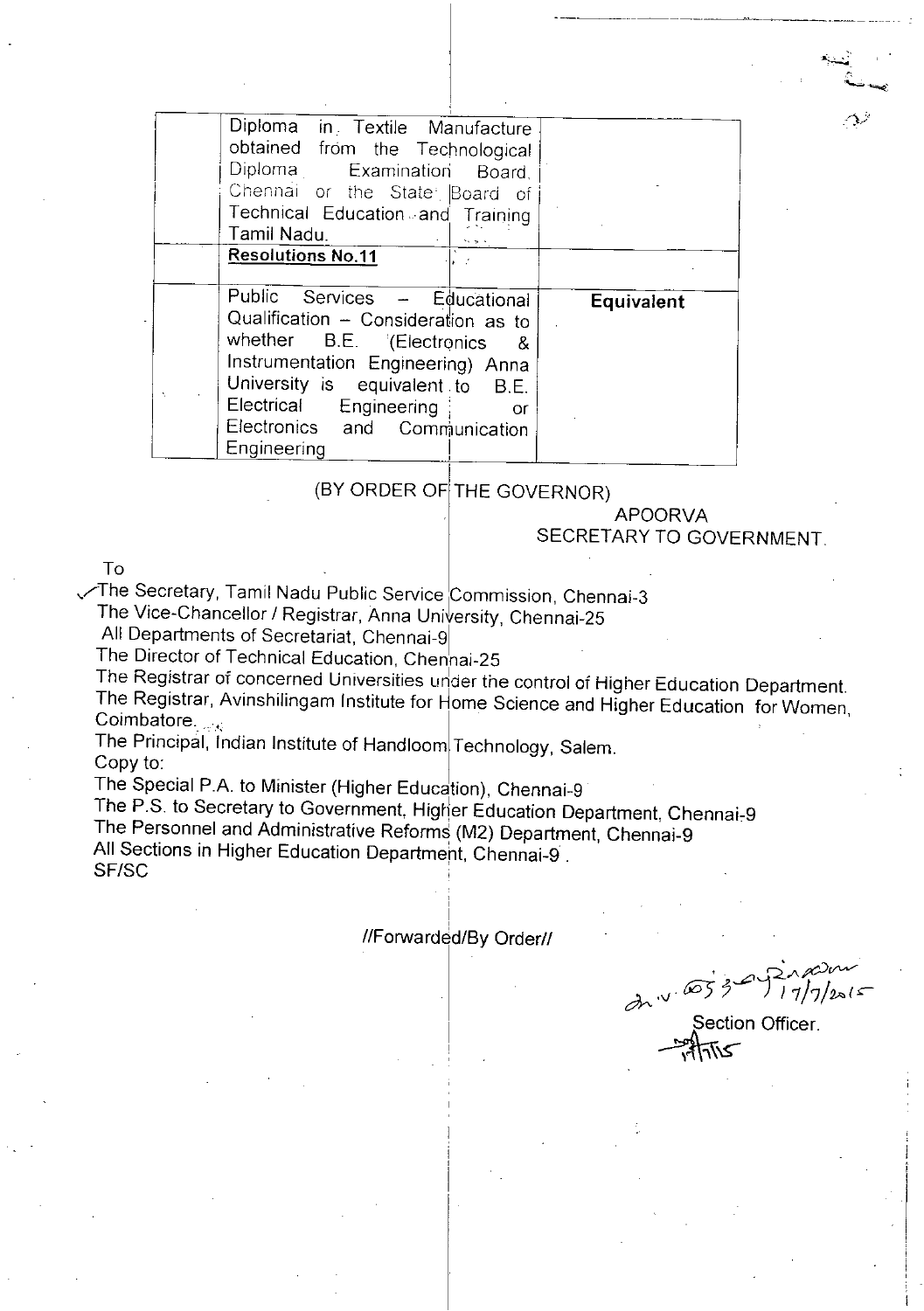| | | |
|---|---|---|
| | Diploma in Textile Manufacture obtained from the Technological Diploma Examination Board, Chennai or the State Board of Technical Education and Training Tamil Nadu. | |
| | **Resolutions No.11** | |
| | Public Services – Educational Qualification – Consideration as to whether B.E. (Electronics & Instrumentation Engineering) Anna University is equivalent to B.E. Electrical Engineering or Electronics and Communication Engineering | **Equivalent** |

(BY ORDER OF THE GOVERNOR)

APOORVA
SECRETARY TO GOVERNMENT.

To

The Secretary, Tamil Nadu Public Service Commission, Chennai-3
The Vice-Chancellor / Registrar, Anna University, Chennai-25
All Departments of Secretariat, Chennai-9
The Director of Technical Education, Chennai-25
The Registrar of concerned Universities under the control of Higher Education Department.
The Registrar, Avinshilingam Institute for Home Science and Higher Education for Women, Coimbatore.
The Principal, Indian Institute of Handloom Technology, Salem.
Copy to:
The Special P.A. to Minister (Higher Education), Chennai-9
The P.S. to Secretary to Government, Higher Education Department, Chennai-9
The Personnel and Administrative Reforms (M2) Department, Chennai-9
All Sections in Higher Education Department, Chennai-9.
SF/SC

//Forwarded/By Order//

17/7/2015

Section Officer.